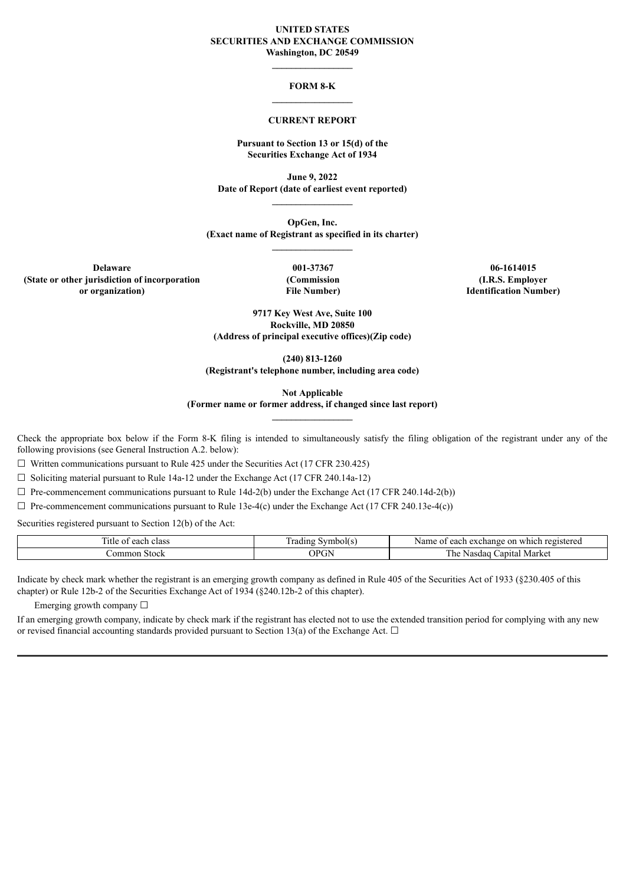**UNITED STATES**
**SECURITIES AND EXCHANGE COMMISSION**
**Washington, DC 20549**

---

# FORM 8-K

---

## CURRENT REPORT

**Pursuant to Section 13 or 15(d) of the**
**Securities Exchange Act of 1934**

**June 9, 2022**
**Date of Report (date of earliest event reported)**

---

**OpGen, Inc.**
**(Exact name of Registrant as specified in its charter)**

---

| Delaware | 001-37367 | 06-1614015 |
|---|---|---|
| (State or other jurisdiction of incorporation or organization) | (Commission File Number) | (I.R.S. Employer Identification Number) |

**9717 Key West Ave, Suite 100**
**Rockville, MD 20850**
**(Address of principal executive offices)(Zip code)**

**(240) 813-1260**
**(Registrant's telephone number, including area code)**

**Not Applicable**
**(Former name or former address, if changed since last report)**

---

Check the appropriate box below if the Form 8-K filing is intended to simultaneously satisfy the filing obligation of the registrant under any of the following provisions (see General Instruction A.2. below):

☐ Written communications pursuant to Rule 425 under the Securities Act (17 CFR 230.425)

☐ Soliciting material pursuant to Rule 14a-12 under the Exchange Act (17 CFR 240.14a-12)

☐ Pre-commencement communications pursuant to Rule 14d-2(b) under the Exchange Act (17 CFR 240.14d-2(b))

☐ Pre-commencement communications pursuant to Rule 13e-4(c) under the Exchange Act (17 CFR 240.13e-4(c))

Securities registered pursuant to Section 12(b) of the Act:

| Title of each class | Trading Symbol(s) | Name of each exchange on which registered |
|---|---|---|
| Common Stock | OPGN | The Nasdaq Capital Market |

Indicate by check mark whether the registrant is an emerging growth company as defined in Rule 405 of the Securities Act of 1933 (§230.405 of this chapter) or Rule 12b-2 of the Securities Exchange Act of 1934 (§240.12b-2 of this chapter).

Emerging growth company ☐

If an emerging growth company, indicate by check mark if the registrant has elected not to use the extended transition period for complying with any new or revised financial accounting standards provided pursuant to Section 13(a) of the Exchange Act. ☐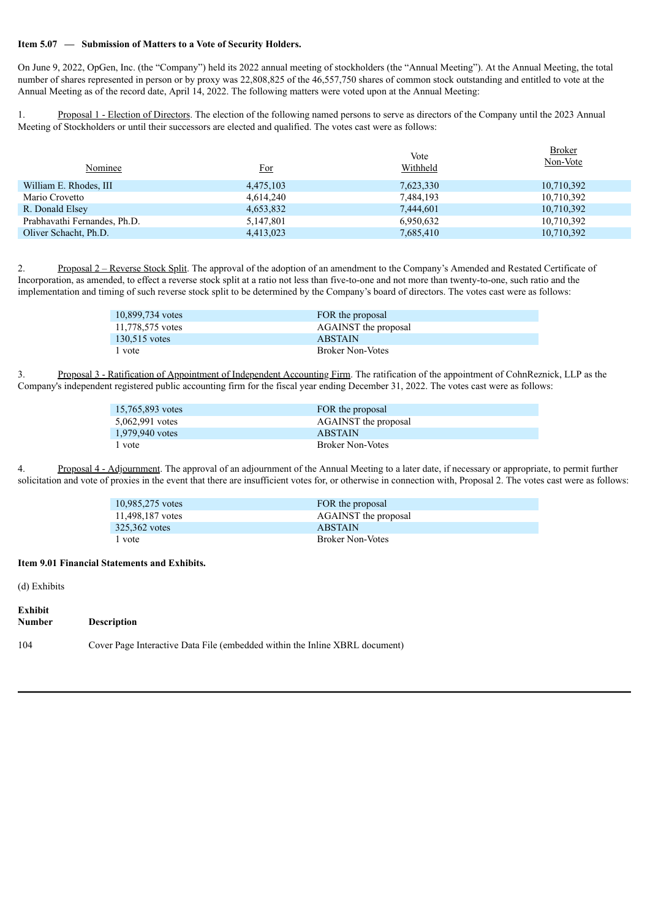**Item 5.07 — Submission of Matters to a Vote of Security Holders.**

On June 9, 2022, OpGen, Inc. (the "Company") held its 2022 annual meeting of stockholders (the "Annual Meeting"). At the Annual Meeting, the total number of shares represented in person or by proxy was 22,808,825 of the 46,557,750 shares of common stock outstanding and entitled to vote at the Annual Meeting as of the record date, April 14, 2022. The following matters were voted upon at the Annual Meeting:

1. Proposal 1 - Election of Directors. The election of the following named persons to serve as directors of the Company until the 2023 Annual Meeting of Stockholders or until their successors are elected and qualified. The votes cast were as follows:

| Nominee | For | Vote Withheld | Broker Non-Vote |
|---|---|---|---|
| William E. Rhodes, III | 4,475,103 | 7,623,330 | 10,710,392 |
| Mario Crovetto | 4,614,240 | 7,484,193 | 10,710,392 |
| R. Donald Elsey | 4,653,832 | 7,444,601 | 10,710,392 |
| Prabhavathi Fernandes, Ph.D. | 5,147,801 | 6,950,632 | 10,710,392 |
| Oliver Schacht, Ph.D. | 4,413,023 | 7,685,410 | 10,710,392 |

2. Proposal 2 – Reverse Stock Split. The approval of the adoption of an amendment to the Company's Amended and Restated Certificate of Incorporation, as amended, to effect a reverse stock split at a ratio not less than five-to-one and not more than twenty-to-one, such ratio and the implementation and timing of such reverse stock split to be determined by the Company's board of directors. The votes cast were as follows:

| | |
|---|---|
| 10,899,734 votes | FOR the proposal |
| 11,778,575 votes | AGAINST the proposal |
| 130,515 votes | ABSTAIN |
| 1 vote | Broker Non-Votes |

3. Proposal 3 - Ratification of Appointment of Independent Accounting Firm. The ratification of the appointment of CohnReznick, LLP as the Company's independent registered public accounting firm for the fiscal year ending December 31, 2022. The votes cast were as follows:

| | |
|---|---|
| 15,765,893 votes | FOR the proposal |
| 5,062,991 votes | AGAINST the proposal |
| 1,979,940 votes | ABSTAIN |
| 1 vote | Broker Non-Votes |

4. Proposal 4 - Adjournment. The approval of an adjournment of the Annual Meeting to a later date, if necessary or appropriate, to permit further solicitation and vote of proxies in the event that there are insufficient votes for, or otherwise in connection with, Proposal 2. The votes cast were as follows:

| | |
|---|---|
| 10,985,275 votes | FOR the proposal |
| 11,498,187 votes | AGAINST the proposal |
| 325,362 votes | ABSTAIN |
| 1 vote | Broker Non-Votes |

**Item 9.01 Financial Statements and Exhibits.**

(d) Exhibits

| Exhibit Number | Description |
|---|---|
| 104 | Cover Page Interactive Data File (embedded within the Inline XBRL document) |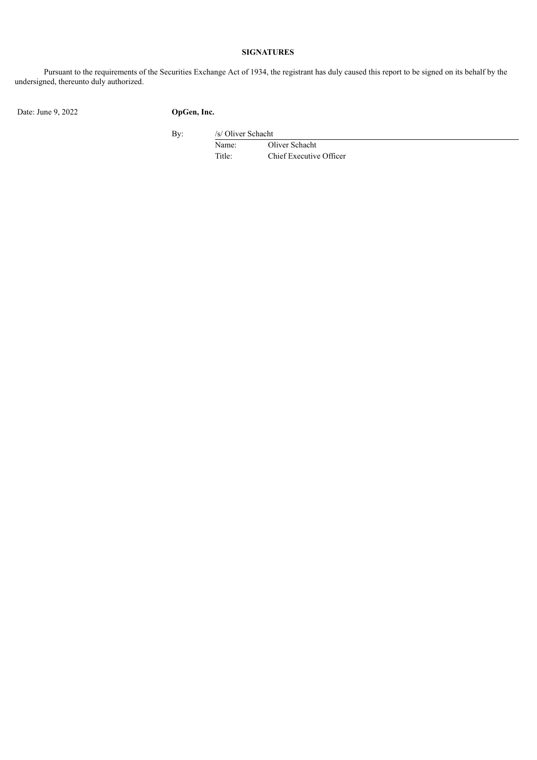**SIGNATURES**

Pursuant to the requirements of the Securities Exchange Act of 1934, the registrant has duly caused this report to be signed on its behalf by the undersigned, thereunto duly authorized.

| | | | |
|---|---|---|---|
| Date: June 9, 2022 | **OpGen, Inc.** | | |
| | By: | /s/ Oliver Schacht | |
| | | Name: | Oliver Schacht |
| | | Title: | Chief Executive Officer |